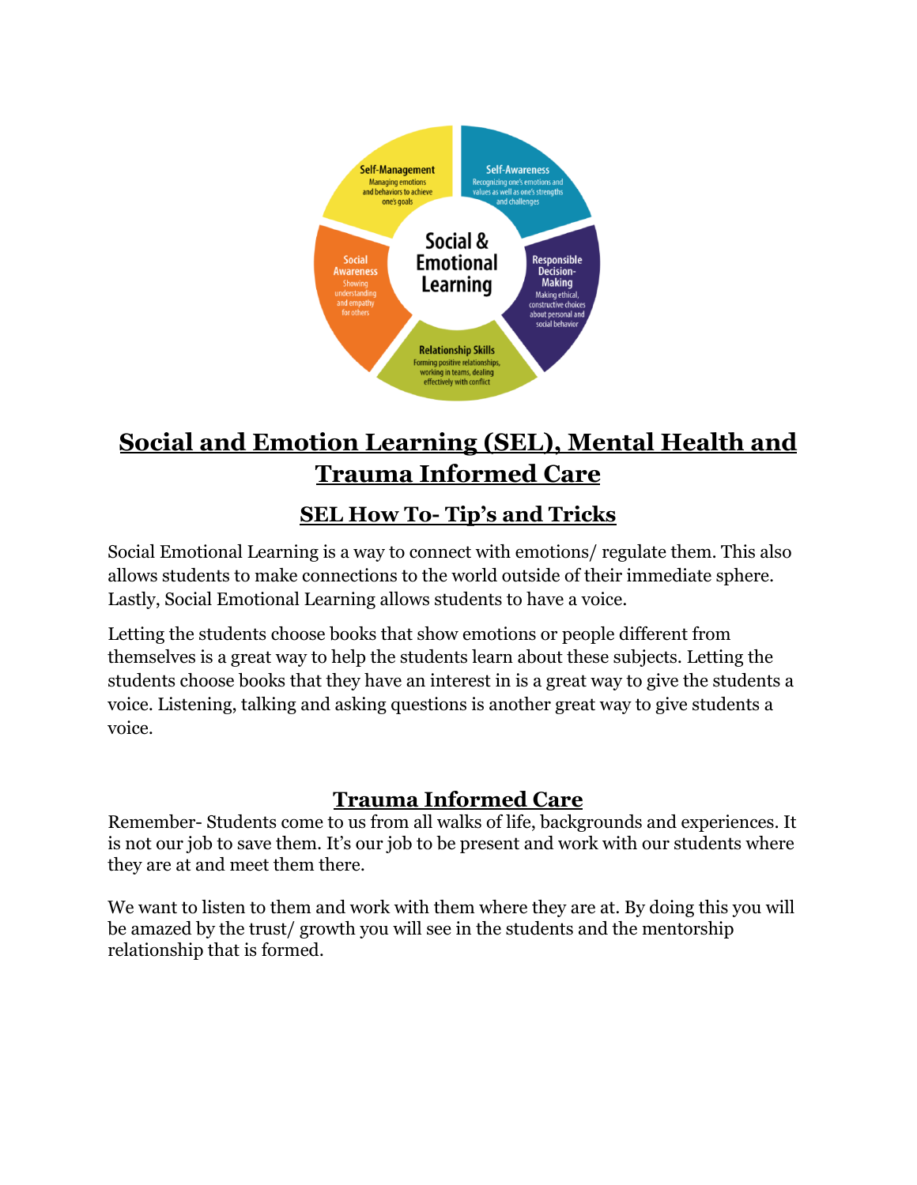**Social & Emotional Learning**

- **Self-Awareness**: Recognizing one's emotions and values as well as one's strengths and challenges
- **Responsible Decision-Making**: Making ethical, constructive choices about personal and social behavior
- **Relationship Skills**: Forming positive relationships, working in teams, dealing effectively with conflict
- **Social Awareness**: Showing understanding and empathy for others
- **Self-Management**: Managing emotions and behaviors to achieve one's goals

# Social and Emotion Learning (SEL), Mental Health and Trauma Informed Care

## SEL How To- Tip's and Tricks

Social Emotional Learning is a way to connect with emotions/ regulate them. This also allows students to make connections to the world outside of their immediate sphere. Lastly, Social Emotional Learning allows students to have a voice.

Letting the students choose books that show emotions or people different from themselves is a great way to help the students learn about these subjects. Letting the students choose books that they have an interest in is a great way to give the students a voice. Listening, talking and asking questions is another great way to give students a voice.

## Trauma Informed Care

Remember- Students come to us from all walks of life, backgrounds and experiences. It is not our job to save them. It's our job to be present and work with our students where they are at and meet them there.

We want to listen to them and work with them where they are at. By doing this you will be amazed by the trust/ growth you will see in the students and the mentorship relationship that is formed.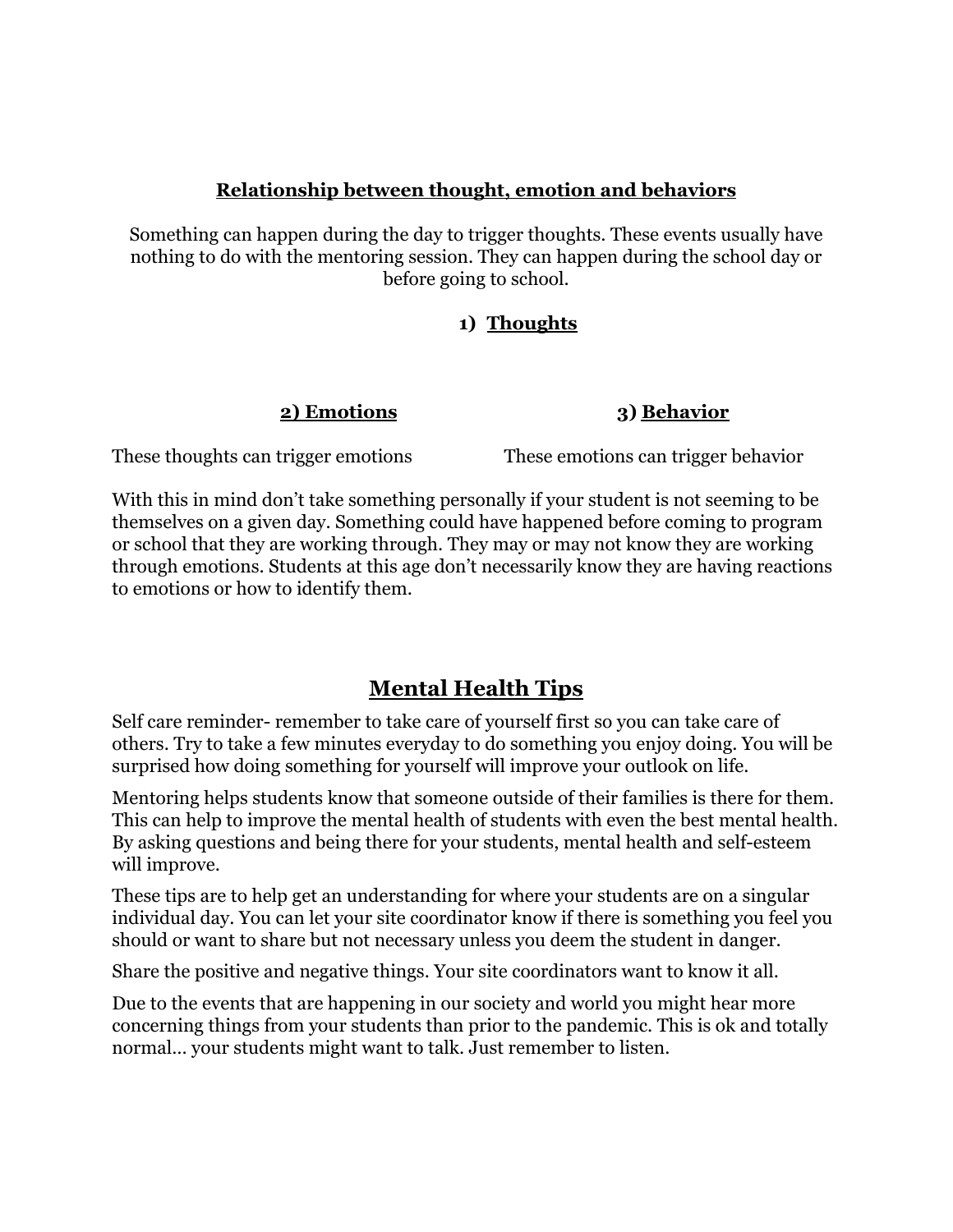### **Relationship between thought, emotion and behaviors**

Something can happen during the day to trigger thoughts. These events usually have nothing to do with the mentoring session. They can happen during the school day or before going to school.

**1) Thoughts**

**2) Emotions**

These thoughts can trigger emotions

**3) Behavior**

These emotions can trigger behavior

With this in mind don't take something personally if your student is not seeming to be themselves on a given day. Something could have happened before coming to program or school that they are working through. They may or may not know they are working through emotions. Students at this age don't necessarily know they are having reactions to emotions or how to identify them.

## **Mental Health Tips**

Self care reminder- remember to take care of yourself first so you can take care of others. Try to take a few minutes everyday to do something you enjoy doing. You will be surprised how doing something for yourself will improve your outlook on life.

Mentoring helps students know that someone outside of their families is there for them. This can help to improve the mental health of students with even the best mental health. By asking questions and being there for your students, mental health and self-esteem will improve.

These tips are to help get an understanding for where your students are on a singular individual day. You can let your site coordinator know if there is something you feel you should or want to share but not necessary unless you deem the student in danger.

Share the positive and negative things. Your site coordinators want to know it all.

Due to the events that are happening in our society and world you might hear more concerning things from your students than prior to the pandemic. This is ok and totally normal… your students might want to talk. Just remember to listen.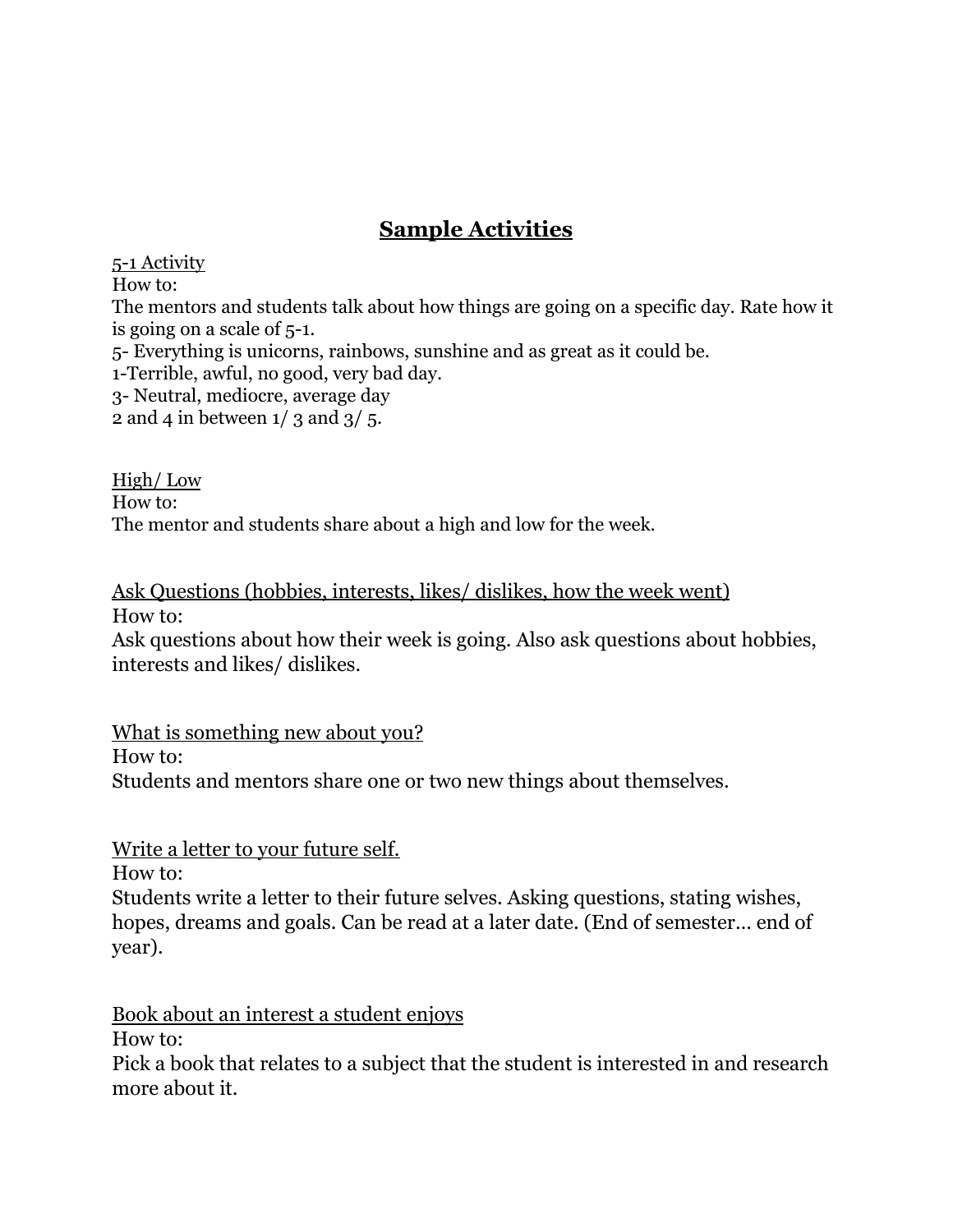# Sample Activities

5-1 Activity

How to:

The mentors and students talk about how things are going on a specific day. Rate how it is going on a scale of 5-1.

5- Everything is unicorns, rainbows, sunshine and as great as it could be.

1-Terrible, awful, no good, very bad day.

3- Neutral, mediocre, average day

2 and 4 in between 1/ 3 and 3/ 5.

High/ Low

How to:

The mentor and students share about a high and low for the week.

Ask Questions (hobbies, interests, likes/ dislikes, how the week went)

How to:

Ask questions about how their week is going. Also ask questions about hobbies, interests and likes/ dislikes.

What is something new about you?

How to:

Students and mentors share one or two new things about themselves.

Write a letter to your future self.

How to:

Students write a letter to their future selves. Asking questions, stating wishes, hopes, dreams and goals. Can be read at a later date. (End of semester… end of year).

Book about an interest a student enjoys

How to:

Pick a book that relates to a subject that the student is interested in and research more about it.